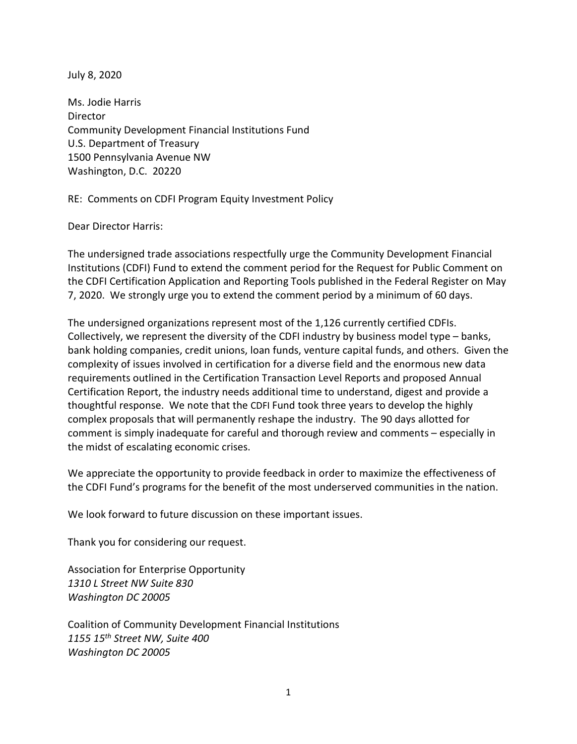July 8, 2020

Ms. Jodie Harris
Director
Community Development Financial Institutions Fund
U.S. Department of Treasury
1500 Pennsylvania Avenue NW
Washington, D.C. 20220

RE: Comments on CDFI Program Equity Investment Policy

Dear Director Harris:

The undersigned trade associations respectfully urge the Community Development Financial Institutions (CDFI) Fund to extend the comment period for the Request for Public Comment on the CDFI Certification Application and Reporting Tools published in the Federal Register on May 7, 2020. We strongly urge you to extend the comment period by a minimum of 60 days.

The undersigned organizations represent most of the 1,126 currently certified CDFIs. Collectively, we represent the diversity of the CDFI industry by business model type – banks, bank holding companies, credit unions, loan funds, venture capital funds, and others. Given the complexity of issues involved in certification for a diverse field and the enormous new data requirements outlined in the Certification Transaction Level Reports and proposed Annual Certification Report, the industry needs additional time to understand, digest and provide a thoughtful response. We note that the CDFI Fund took three years to develop the highly complex proposals that will permanently reshape the industry. The 90 days allotted for comment is simply inadequate for careful and thorough review and comments – especially in the midst of escalating economic crises.

We appreciate the opportunity to provide feedback in order to maximize the effectiveness of the CDFI Fund's programs for the benefit of the most underserved communities in the nation.

We look forward to future discussion on these important issues.

Thank you for considering our request.

Association for Enterprise Opportunity
*1310 L Street NW Suite 830*
*Washington DC 20005*

Coalition of Community Development Financial Institutions
*1155 15th Street NW, Suite 400*
*Washington DC 20005*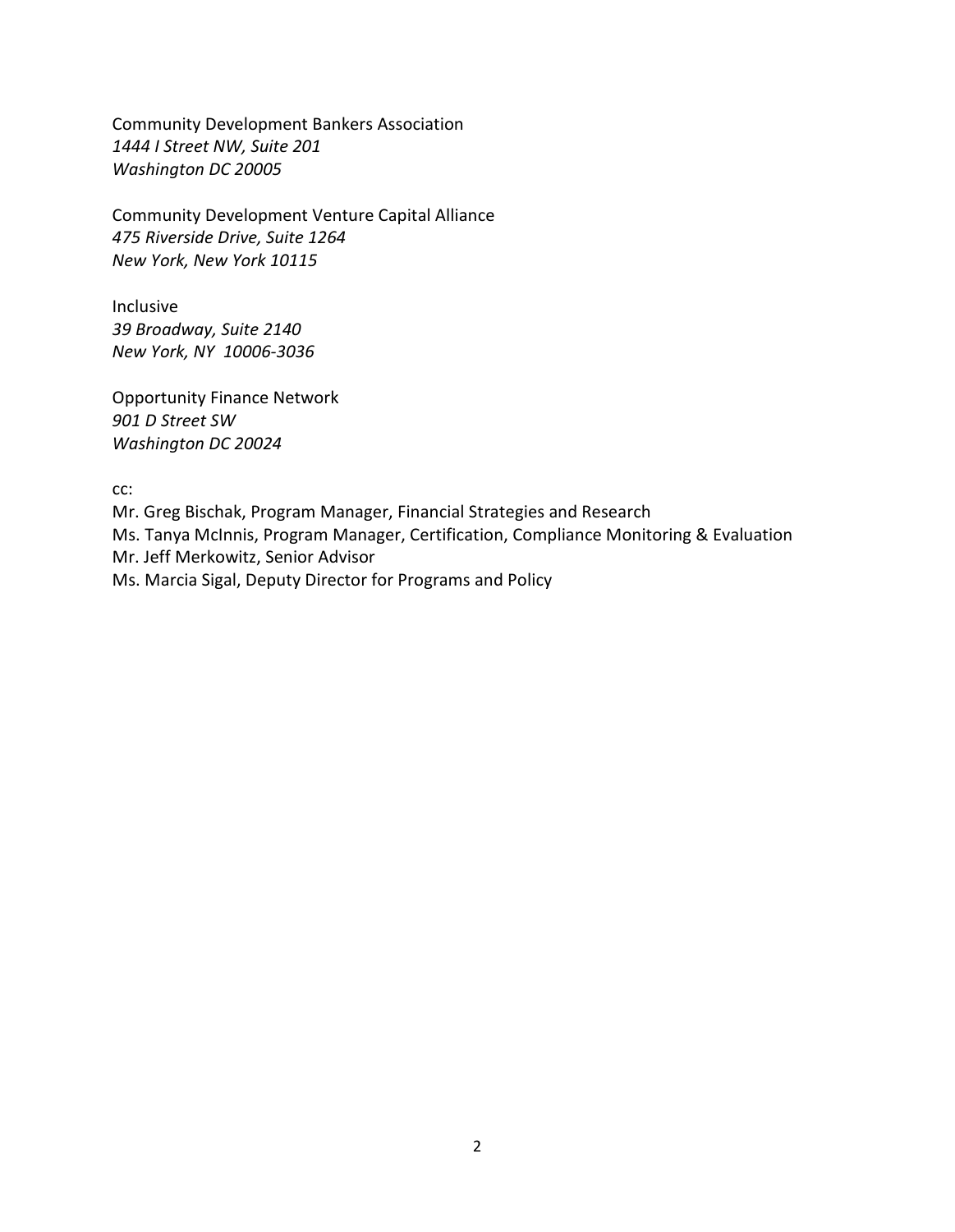Community Development Bankers Association  
*1444 I Street NW, Suite 201*  
*Washington DC 20005*

Community Development Venture Capital Alliance  
*475 Riverside Drive, Suite 1264*  
*New York, New York 10115*

Inclusive  
*39 Broadway, Suite 2140*  
*New York, NY 10006-3036*

Opportunity Finance Network  
*901 D Street SW*  
*Washington DC 20024*

cc:  
Mr. Greg Bischak, Program Manager, Financial Strategies and Research  
Ms. Tanya McInnis, Program Manager, Certification, Compliance Monitoring & Evaluation  
Mr. Jeff Merkowitz, Senior Advisor  
Ms. Marcia Sigal, Deputy Director for Programs and Policy